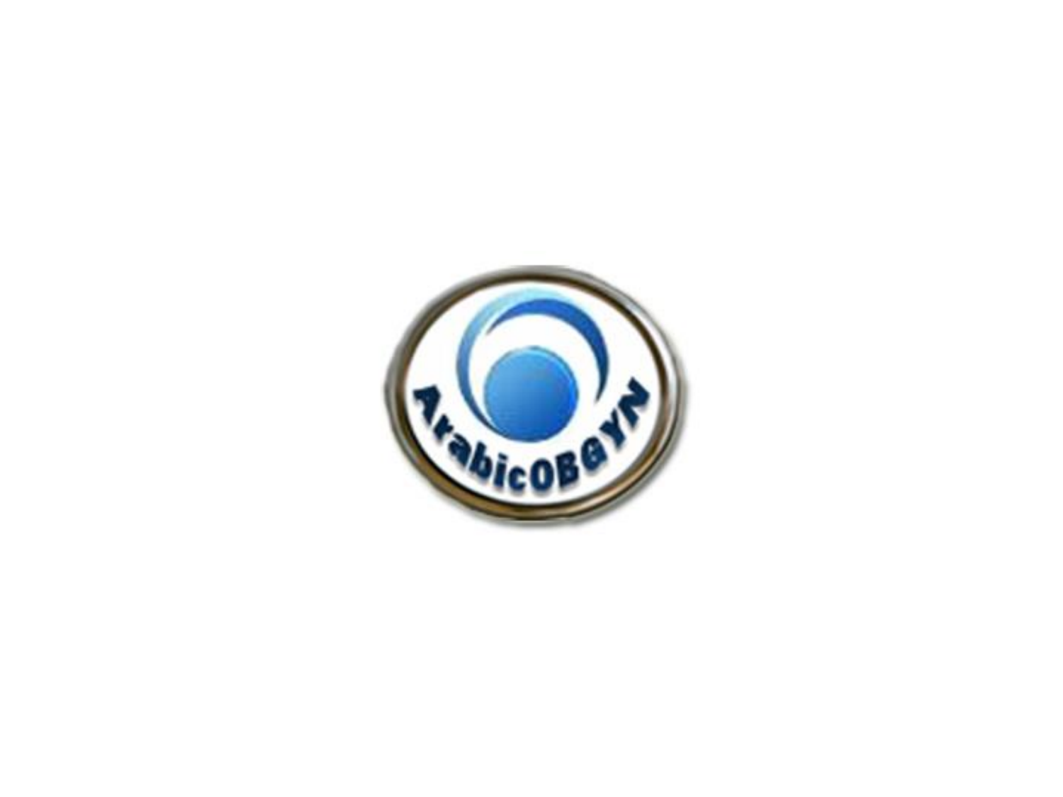ArabicOBGYN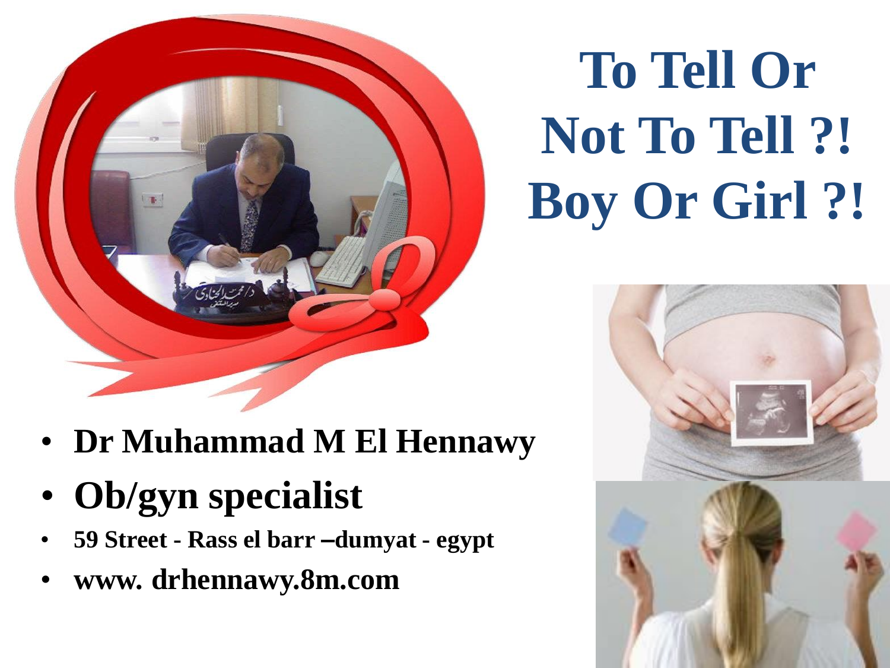# To Tell Or Not To Tell ?! Boy Or Girl ?!

- **Dr Muhammad M El Hennawy**
- **Ob/gyn specialist**
- **59 Street - Rass el barr –dumyat - egypt**
- **www. drhennawy.8m.com**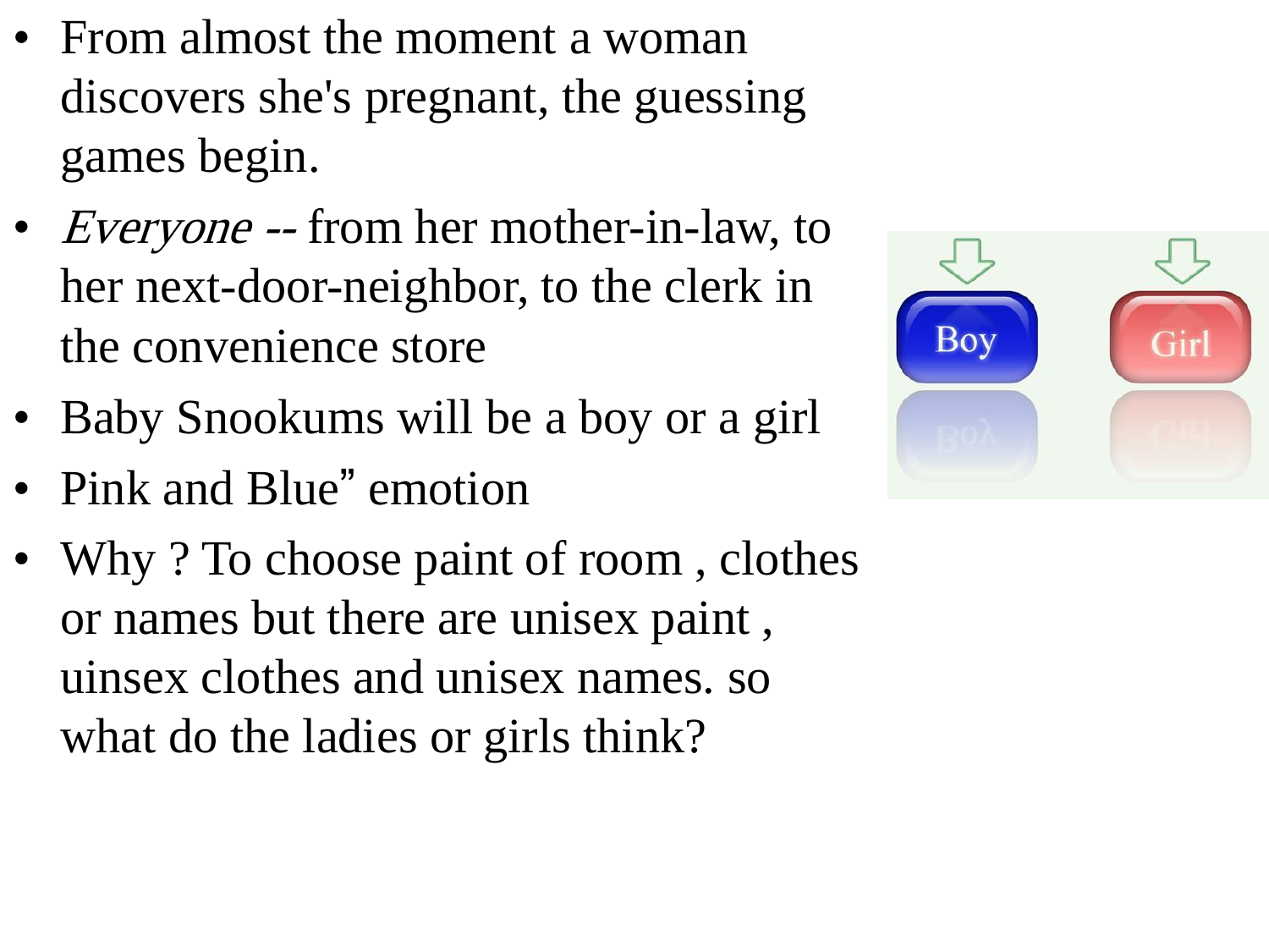- From almost the moment a woman discovers she's pregnant, the guessing games begin.
- *Everyone* -- from her mother-in-law, to her next-door-neighbor, to the clerk in the convenience store
- Baby Snookums will be a boy or a girl
- Pink and Blue" emotion
- Why ? To choose paint of room , clothes or names but there are unisex paint , uinsex clothes and unisex names. so what do the ladies or girls think?

Boy

Girl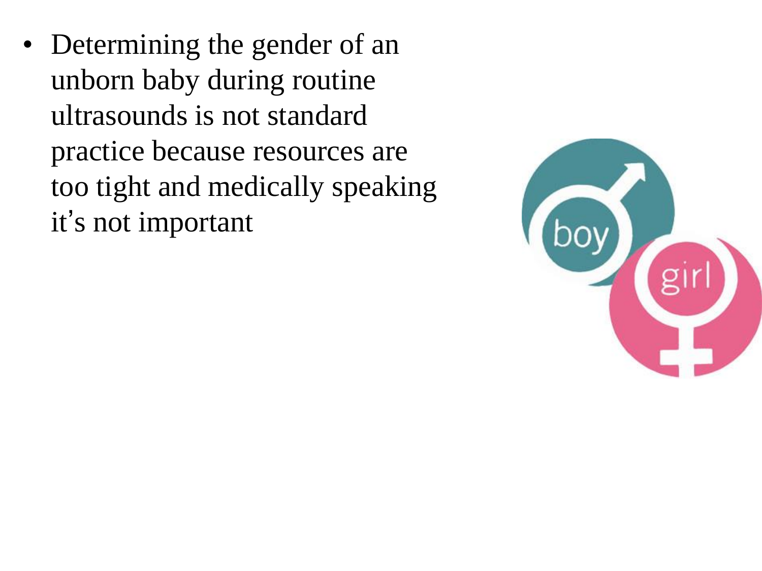- Determining the gender of an unborn baby during routine ultrasounds is not standard practice because resources are too tight and medically speaking it's not important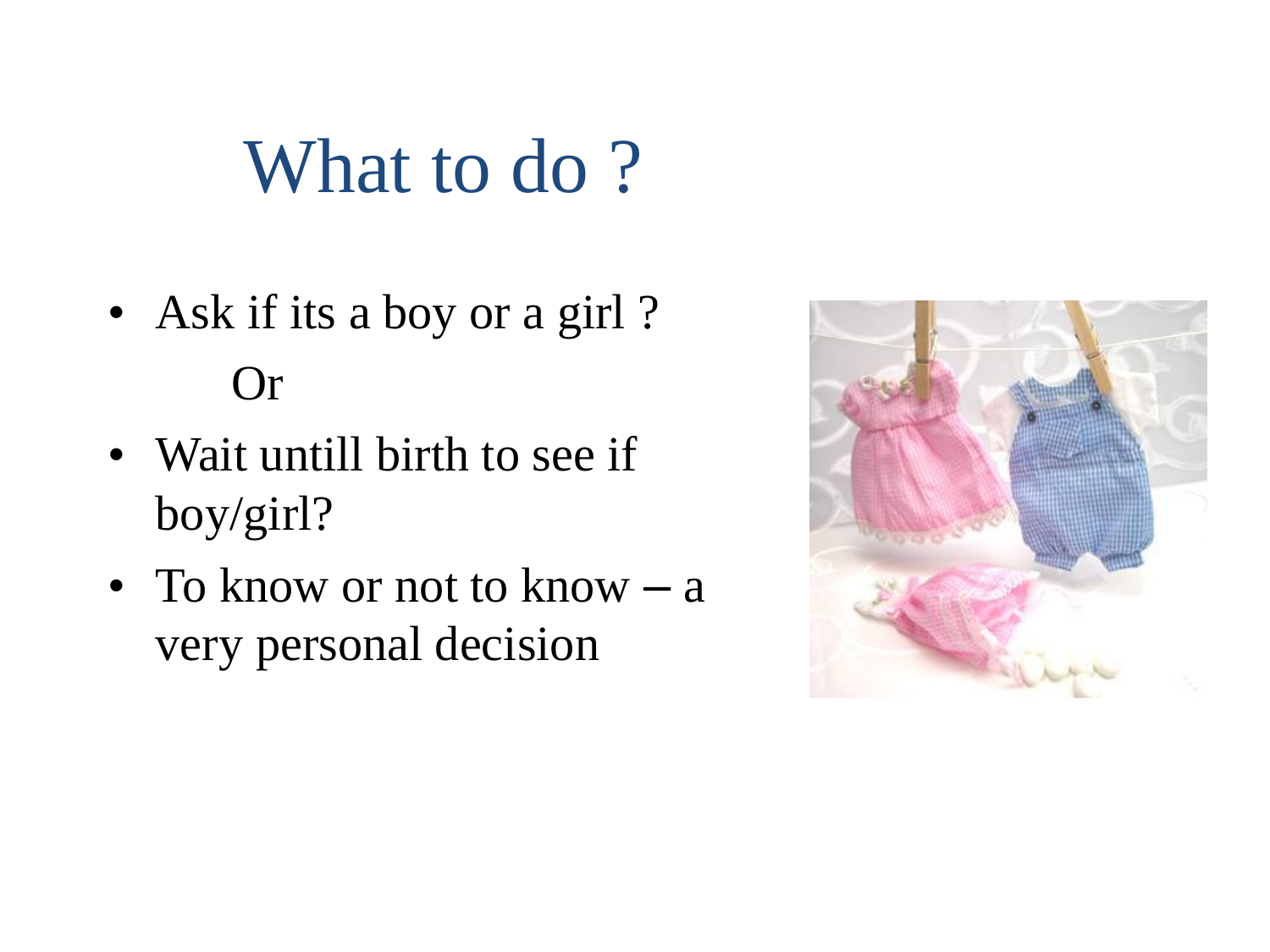# What to do ?

- Ask if its a boy or a girl ?

  Or

- Wait untill birth to see if boy/girl?
- To know or not to know – a very personal decision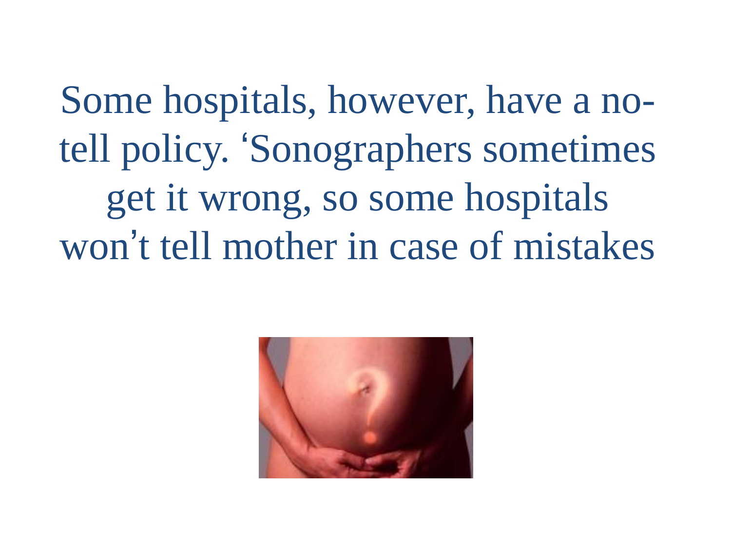Some hospitals, however, have a no-tell policy. ‘Sonographers sometimes get it wrong, so some hospitals won’t tell mother in case of mistakes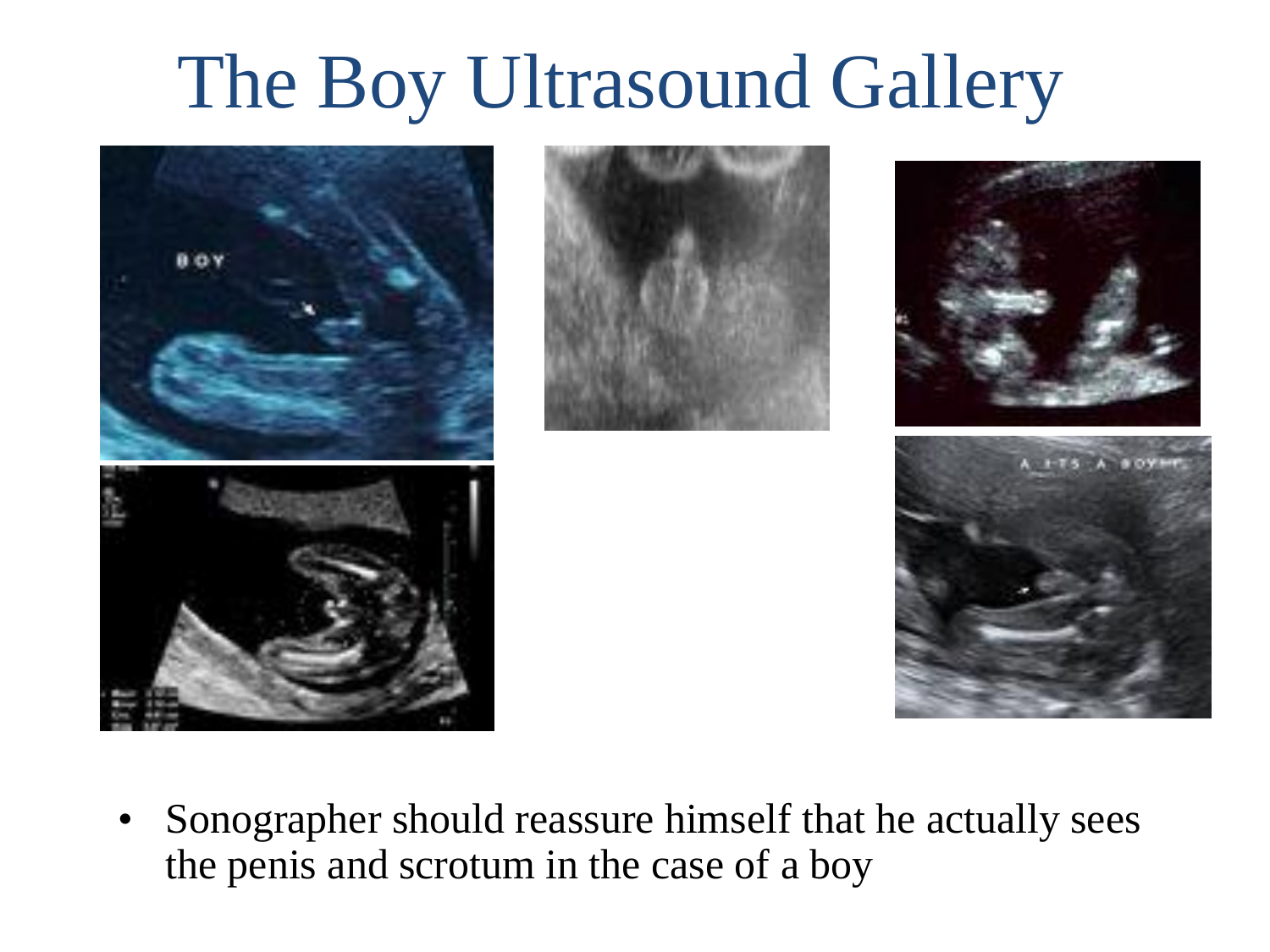# The Boy Ultrasound Gallery

- Sonographer should reassure himself that he actually sees the penis and scrotum in the case of a boy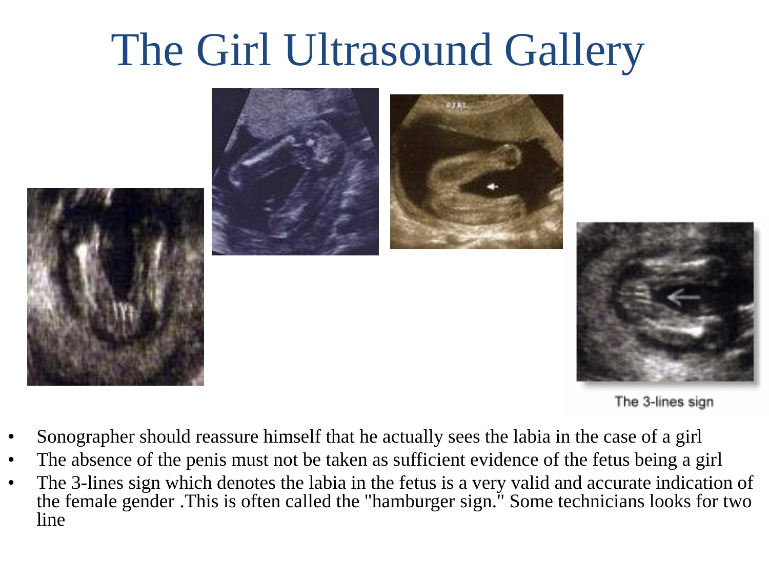# The Girl Ultrasound Gallery

The 3-lines sign

- Sonographer should reassure himself that he actually sees the labia in the case of a girl
- The absence of the penis must not be taken as sufficient evidence of the fetus being a girl
- The 3-lines sign which denotes the labia in the fetus is a very valid and accurate indication of the female gender .This is often called the "hamburger sign." Some technicians looks for two line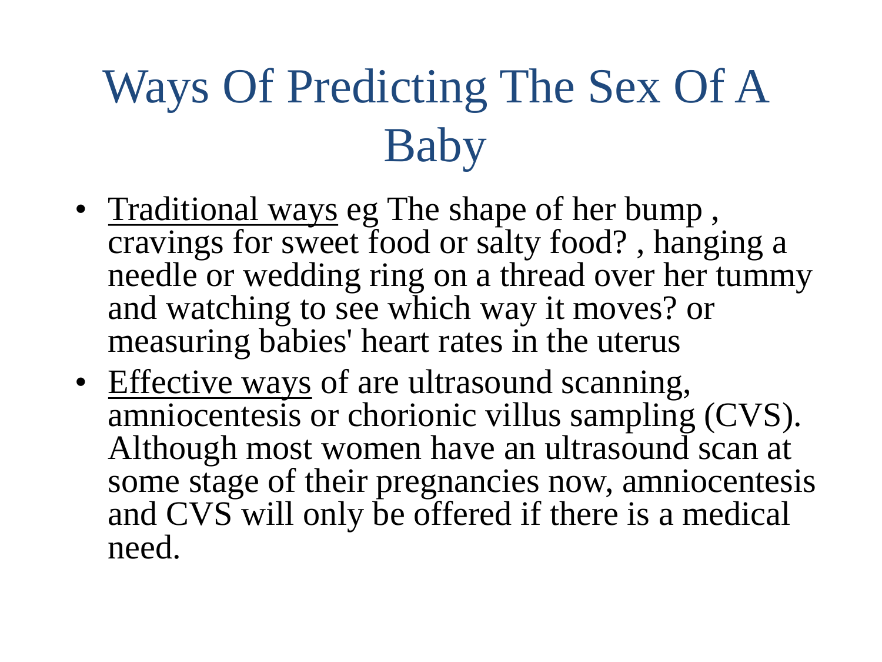# Ways Of Predicting The Sex Of A Baby

- Traditional ways eg The shape of her bump , cravings for sweet food or salty food? , hanging a needle or wedding ring on a thread over her tummy and watching to see which way it moves? or measuring babies' heart rates in the uterus
- Effective ways of are ultrasound scanning, amniocentesis or chorionic villus sampling (CVS). Although most women have an ultrasound scan at some stage of their pregnancies now, amniocentesis and CVS will only be offered if there is a medical need.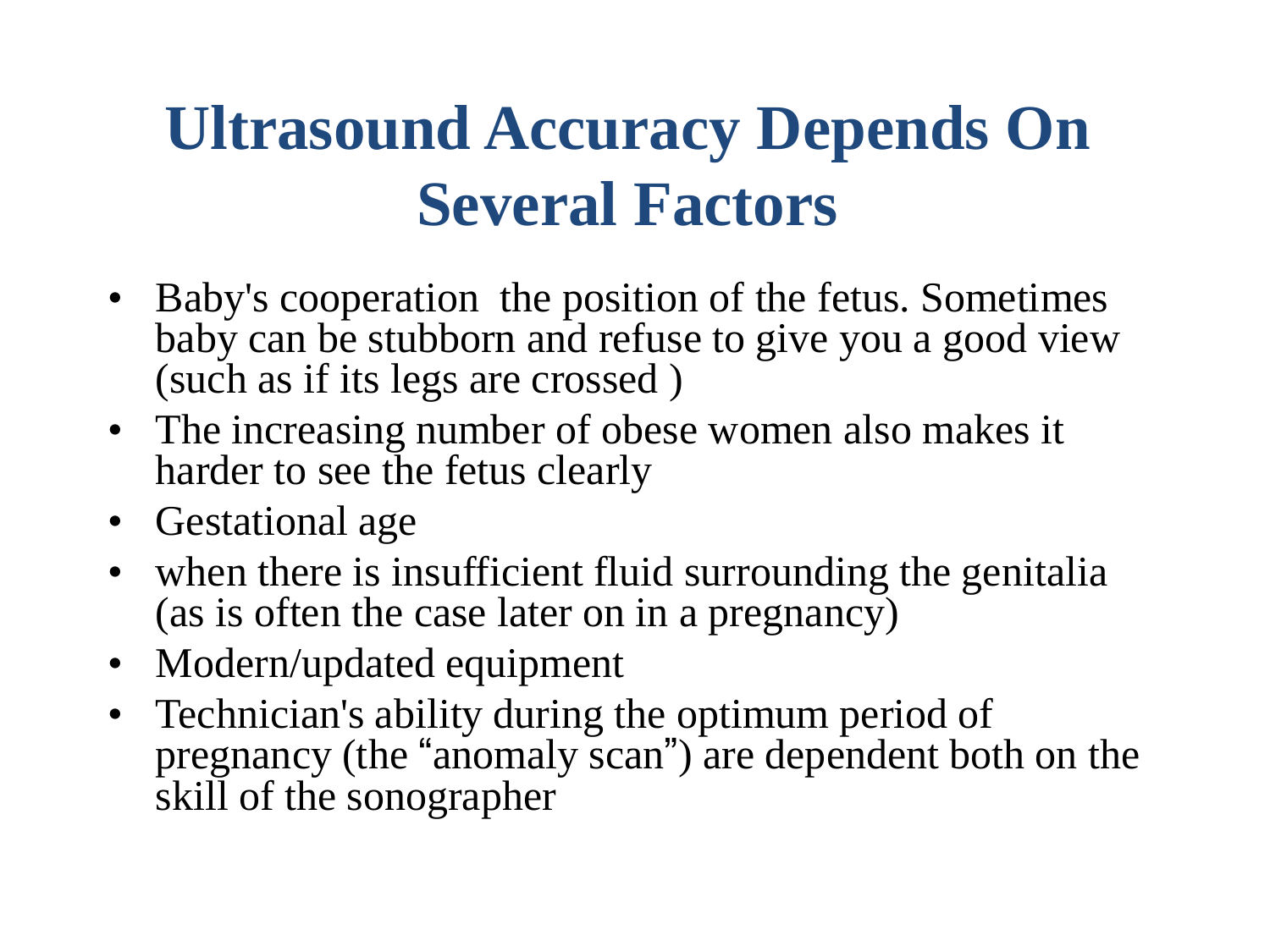# Ultrasound Accuracy Depends On Several Factors

- Baby's cooperation  the position of the fetus. Sometimes baby can be stubborn and refuse to give you a good view (such as if its legs are crossed )
- The increasing number of obese women also makes it harder to see the fetus clearly
- Gestational age
- when there is insufficient fluid surrounding the genitalia (as is often the case later on in a pregnancy)
- Modern/updated equipment
- Technician's ability during the optimum period of pregnancy (the “anomaly scan”) are dependent both on the skill of the sonographer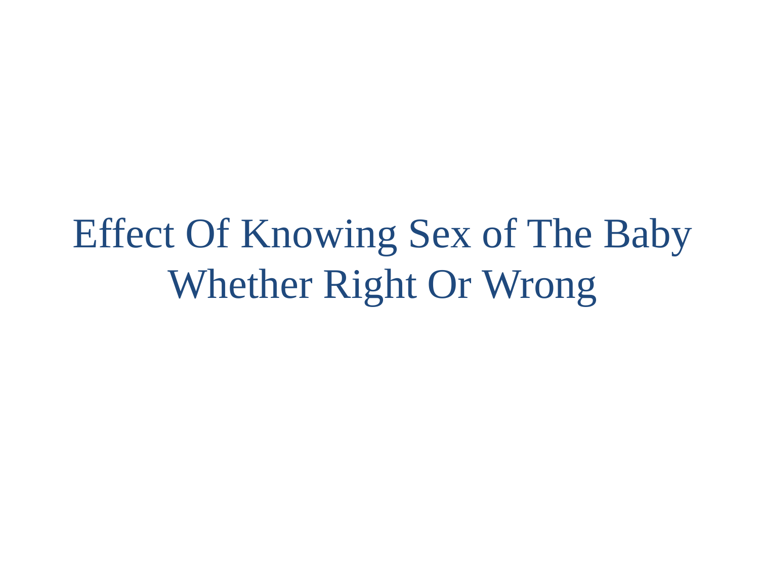# Effect Of Knowing Sex of The Baby Whether Right Or Wrong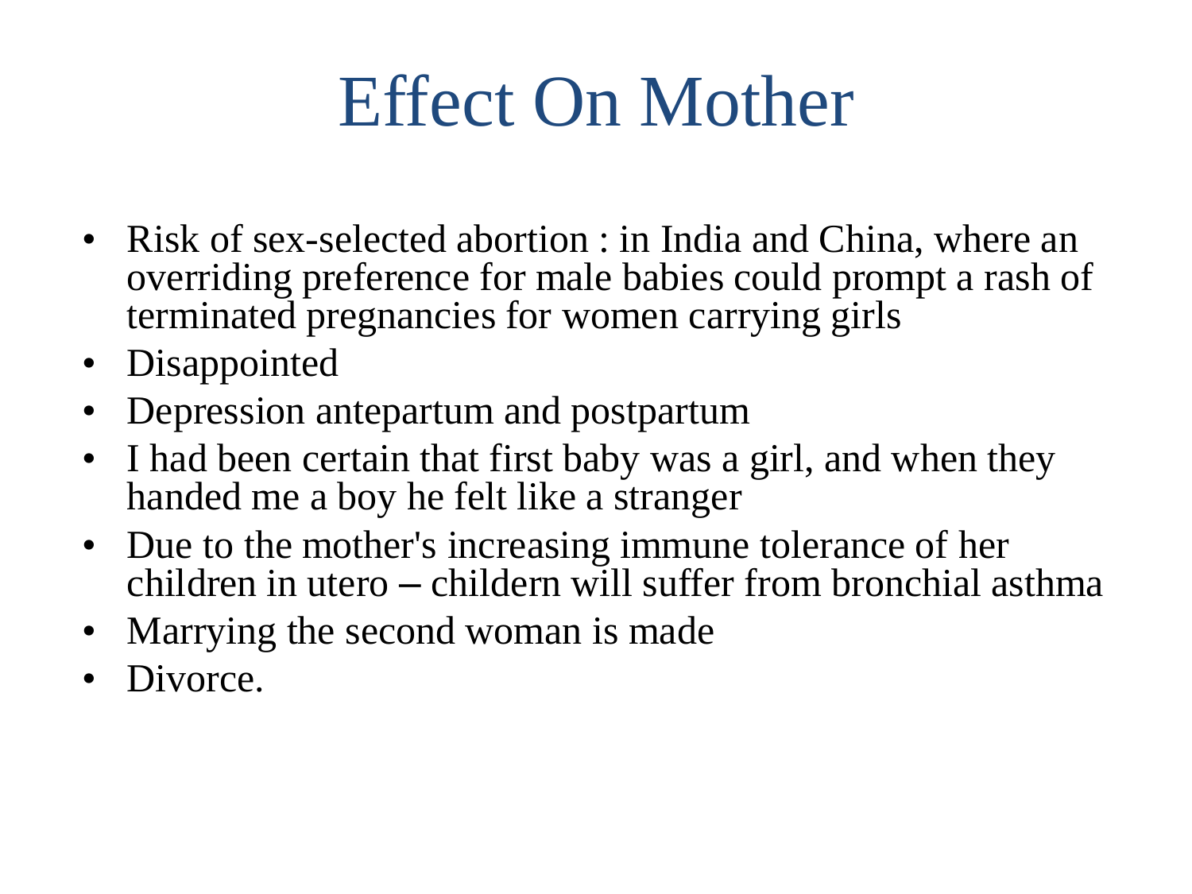# Effect On Mother

- Risk of sex-selected abortion : in India and China, where an overriding preference for male babies could prompt a rash of terminated pregnancies for women carrying girls
- Disappointed
- Depression antepartum and postpartum
- I had been certain that first baby was a girl, and when they handed me a boy he felt like a stranger
- Due to the mother's increasing immune tolerance of her children in utero – childern will suffer from bronchial asthma
- Marrying the second woman is made
- Divorce.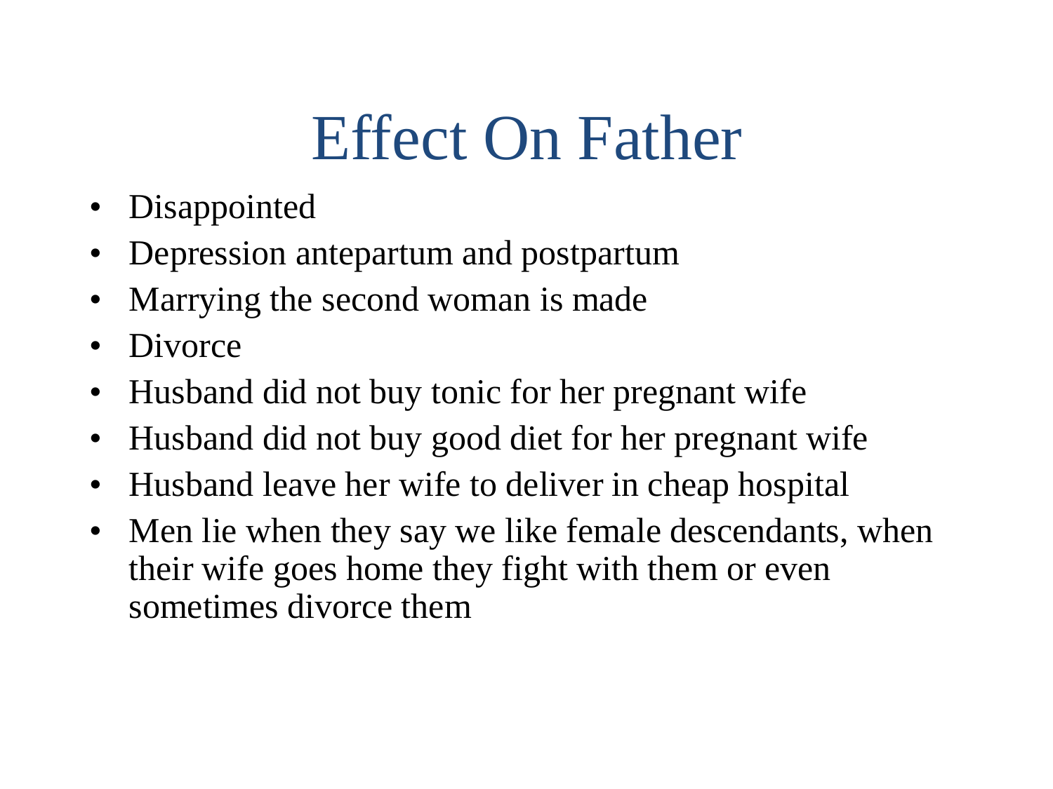# Effect On Father

- Disappointed
- Depression antepartum and postpartum
- Marrying the second woman is made
- Divorce
- Husband did not buy tonic for her pregnant wife
- Husband did not buy good diet for her pregnant wife
- Husband leave her wife to deliver in cheap hospital
- Men lie when they say we like female descendants, when their wife goes home they fight with them or even sometimes divorce them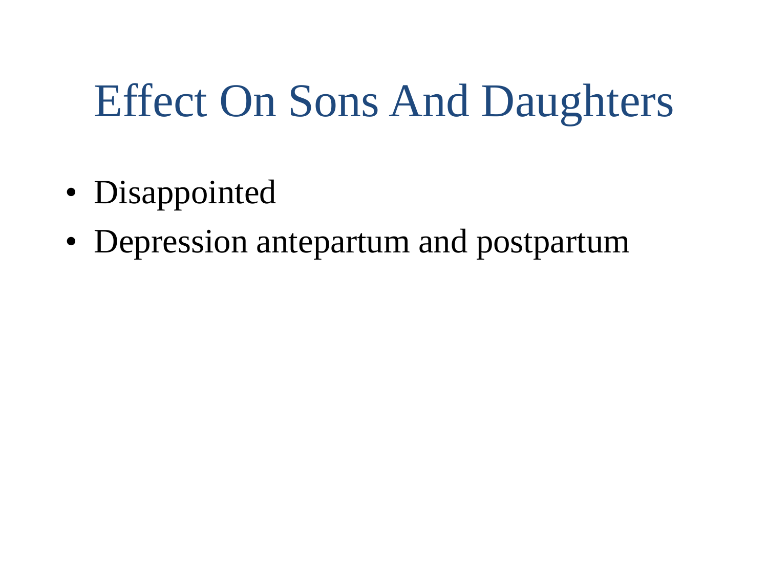# Effect On Sons And Daughters

- Disappointed
- Depression antepartum and postpartum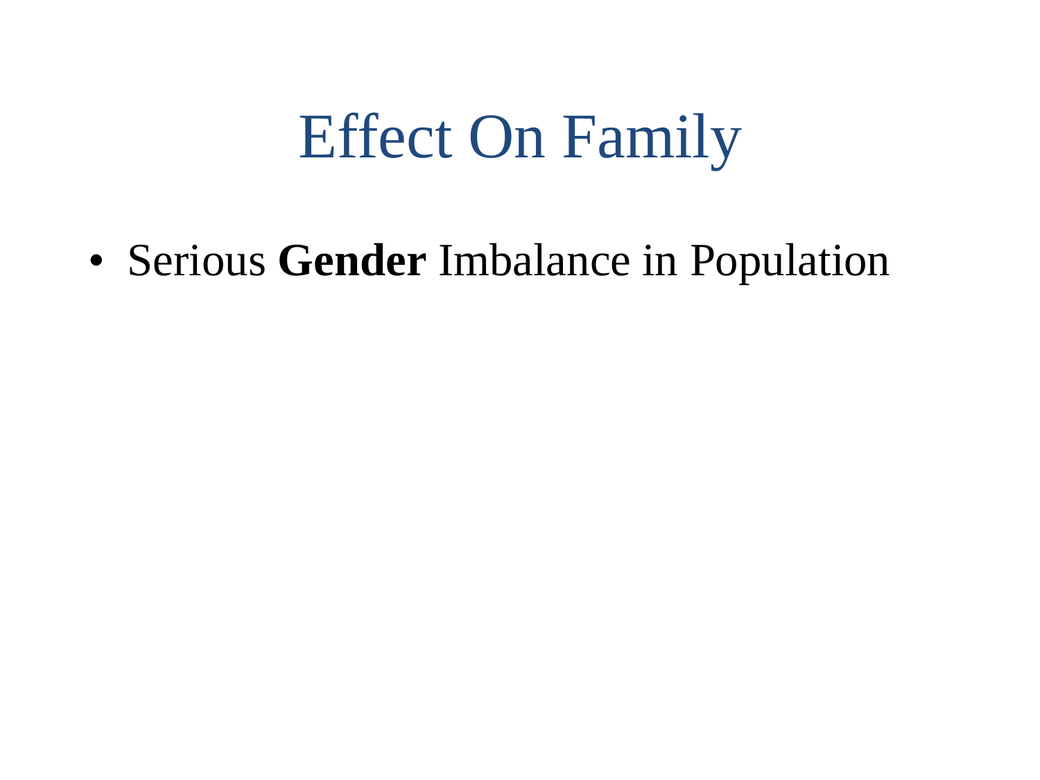# Effect On Family

- Serious **Gender** Imbalance in Population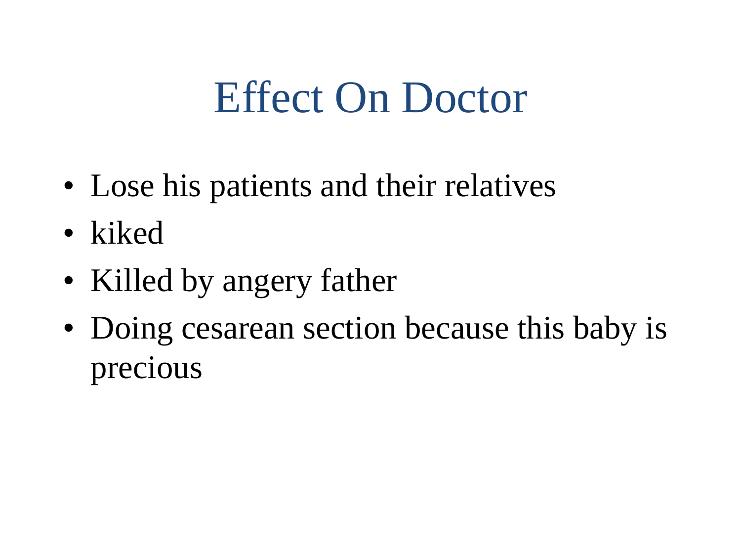# Effect On Doctor

- Lose his patients and their relatives
- kiked
- Killed by angery father
- Doing cesarean section because this baby is precious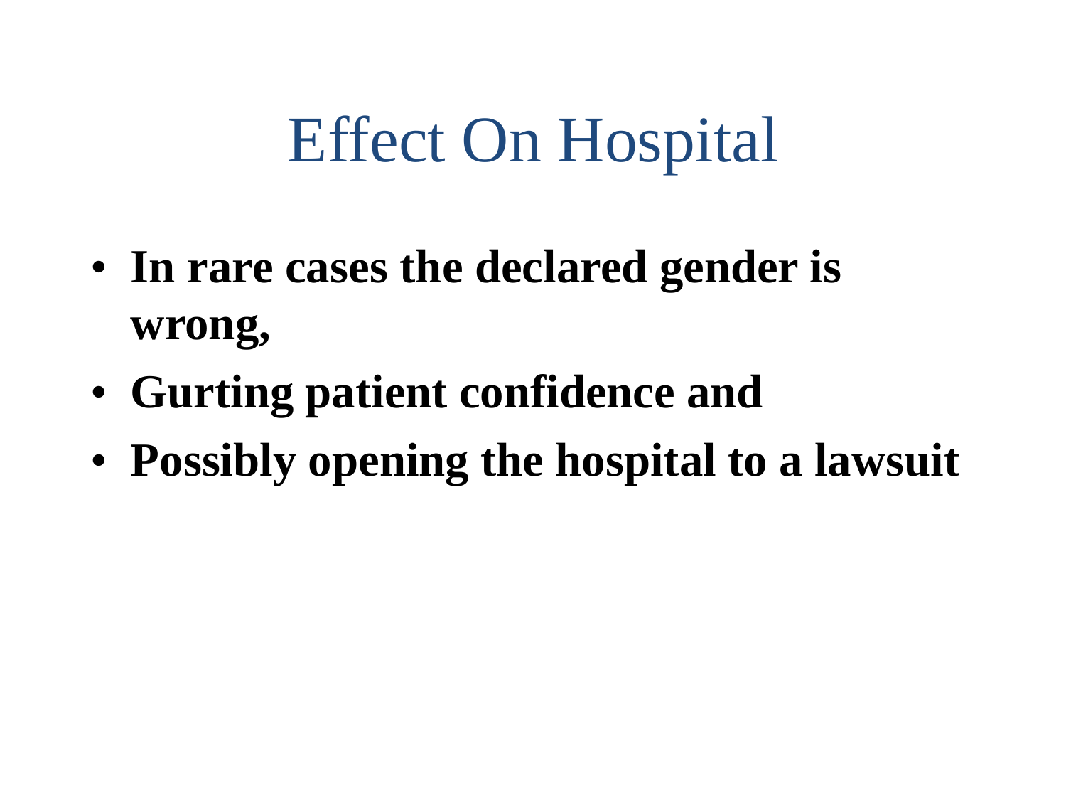# Effect On Hospital

- **In rare cases the declared gender is wrong,**
- **Gurting patient confidence and**
- **Possibly opening the hospital to a lawsuit**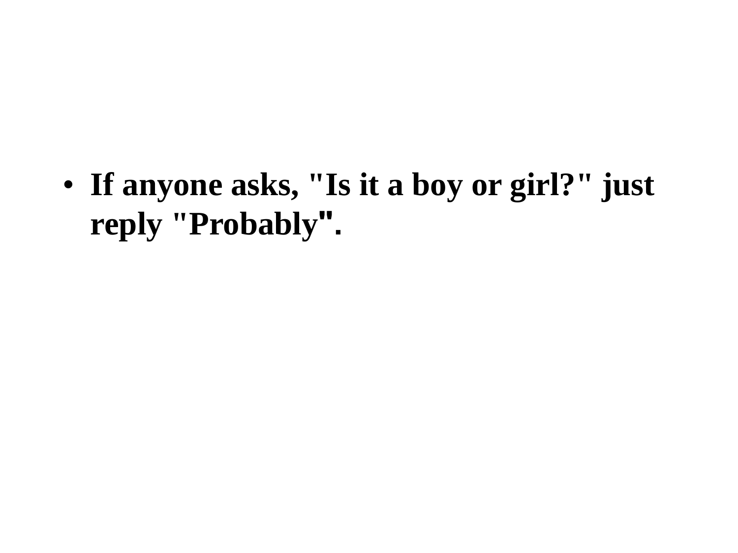- **If anyone asks, "Is it a boy or girl?" just reply "Probably".**